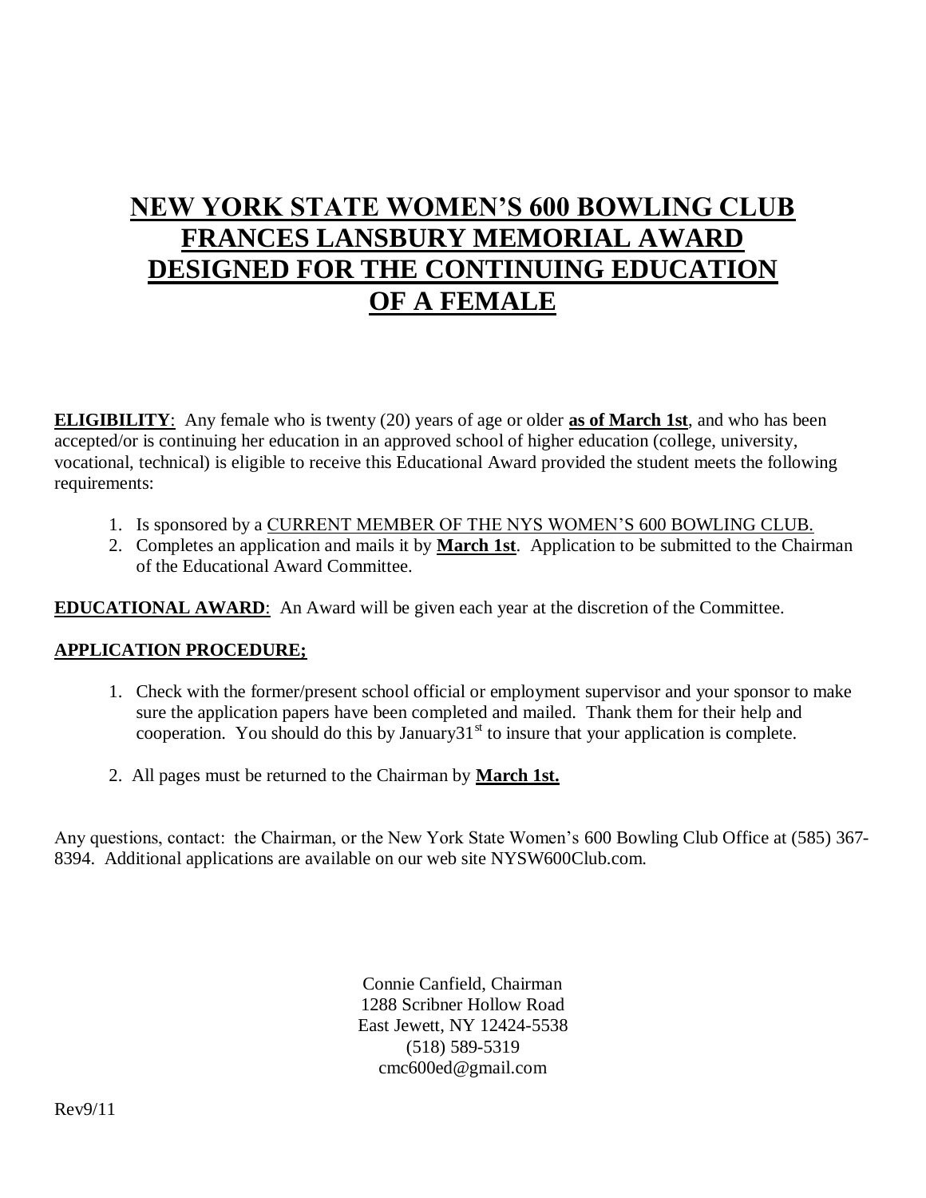# NEW YORK STATE WOMEN'S 600 BOWLING CLUB FRANCES LANSBURY MEMORIAL AWARD DESIGNED FOR THE CONTINUING EDUCATION OF A FEMALE

**ELIGIBILITY**: Any female who is twenty (20) years of age or older **as of March 1st**, and who has been accepted/or is continuing her education in an approved school of higher education (college, university, vocational, technical) is eligible to receive this Educational Award provided the student meets the following requirements:

1. Is sponsored by a CURRENT MEMBER OF THE NYS WOMEN'S 600 BOWLING CLUB.
2. Completes an application and mails it by **March 1st**. Application to be submitted to the Chairman of the Educational Award Committee.

**EDUCATIONAL AWARD**: An Award will be given each year at the discretion of the Committee.

**APPLICATION PROCEDURE;**

1. Check with the former/present school official or employment supervisor and your sponsor to make sure the application papers have been completed and mailed. Thank them for their help and cooperation. You should do this by January31st to insure that your application is complete.
2. All pages must be returned to the Chairman by **March 1st.**

Any questions, contact: the Chairman, or the New York State Women's 600 Bowling Club Office at (585) 367-8394. Additional applications are available on our web site NYSW600Club.com.

Connie Canfield, Chairman
1288 Scribner Hollow Road
East Jewett, NY 12424-5538
(518) 589-5319
cmc600ed@gmail.com

Rev9/11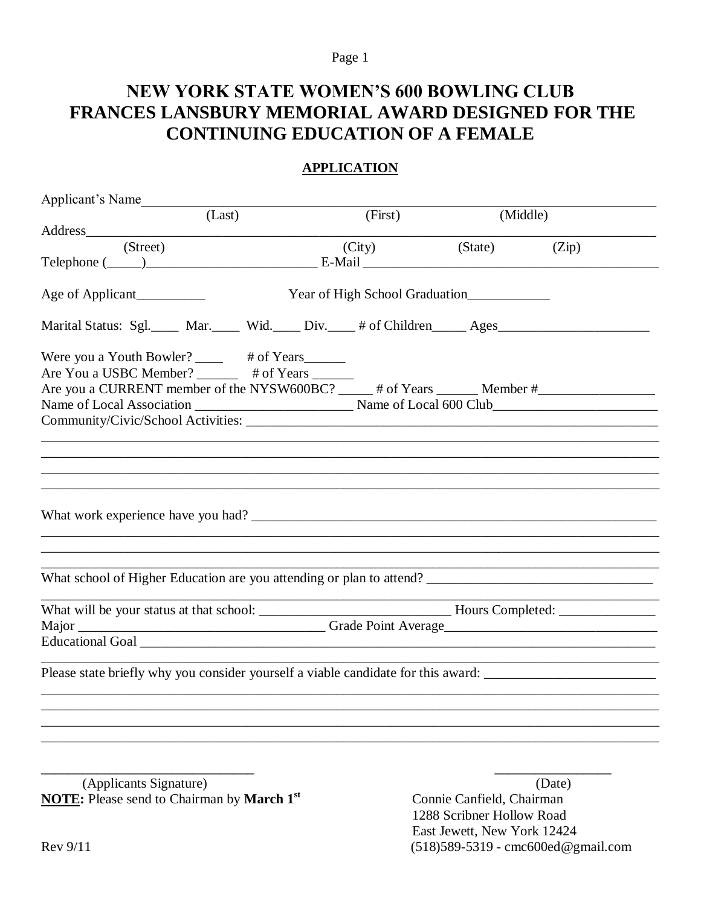# NEW YORK STATE WOMEN'S 600 BOWLING CLUB
# FRANCES LANSBURY MEMORIAL AWARD DESIGNED FOR THE CONTINUING EDUCATION OF A FEMALE

## APPLICATION

Applicant's Name_______________________________________________________________
(Last) (First) (Middle)

Address_______________________________________________________________________
(Street) (City) (State) (Zip)

Telephone (_____)________________________ E-Mail ________________________________

Age of Applicant__________ Year of High School Graduation____________

Marital Status: Sgl.____ Mar.____ Wid.____ Div.____ # of Children_____ Ages______________________

Were you a Youth Bowler? ____ # of Years______

Are You a USBC Member? ______ # of Years ______

Are you a CURRENT member of the NYSW600BC? _____ # of Years ______ Member #_________________

Name of Local Association _______________________ Name of Local 600 Club________________________

Community/Civic/School Activities: ______________________________________________________________

______________________________________________________________________________

______________________________________________________________________________

______________________________________________________________________________

What work experience have you had? ______________________________________________________

______________________________________________________________________________

______________________________________________________________________________

______________________________________________________________________________

What school of Higher Education are you attending or plan to attend? _________________________________

______________________________________________________________________________

What will be your status at that school: ____________________________ Hours Completed: ______________

Major ____________________________________ Grade Point Average_______________________________

Educational Goal ________________________________________________________________________

______________________________________________________________________________

Please state briefly why you consider yourself a viable candidate for this award: _________________________

______________________________________________________________________________

______________________________________________________________________________

______________________________________________________________________________

______________________________________________________________________________

______________________________ ________________
(Applicants Signature) (Date)

**NOTE:** Please send to Chairman by **March 1st**

Connie Canfield, Chairman
1288 Scribner Hollow Road
East Jewett, New York 12424
(518)589-5319 - cmc600ed@gmail.com

Rev 9/11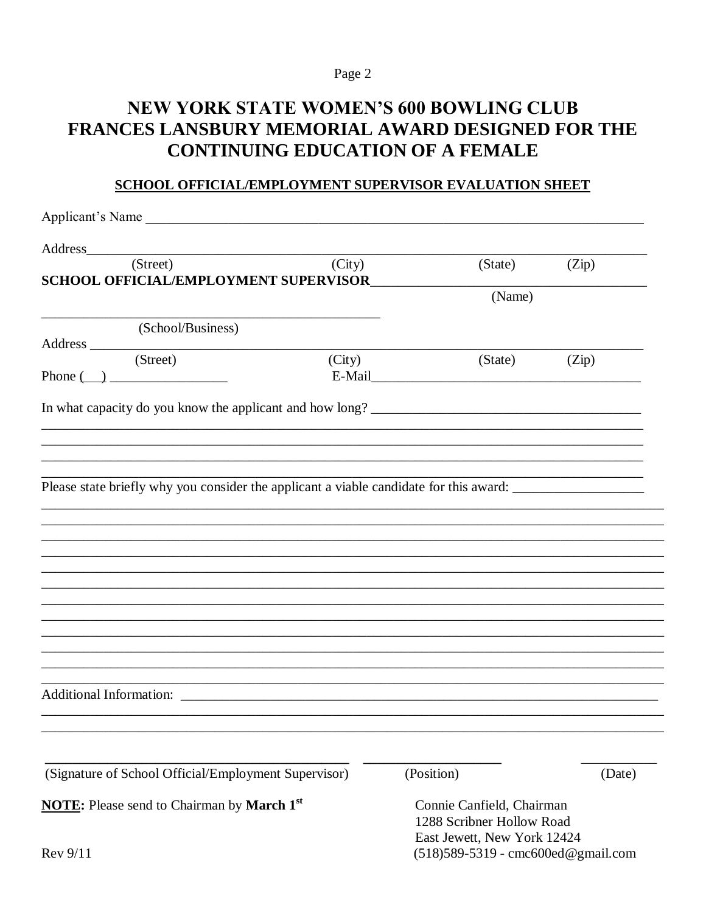# NEW YORK STATE WOMEN'S 600 BOWLING CLUB FRANCES LANSBURY MEMORIAL AWARD DESIGNED FOR THE CONTINUING EDUCATION OF A FEMALE

## SCHOOL OFFICIAL/EMPLOYMENT SUPERVISOR EVALUATION SHEET

Applicant's Name ______________________________________________________________

Address_________________________________________________________________
(Street) (City) (State) (Zip)

**SCHOOL OFFICIAL/EMPLOYMENT SUPERVISOR**_________________________________
(Name)

______________________________________________
(School/Business)

Address _________________________________________________________________
(Street) (City) (State) (Zip)

Phone (___) ________________ E-Mail_________________________________

In what capacity do you know the applicant and how long? _________________________________
_____________________________________________________________________________
_____________________________________________________________________________
_____________________________________________________________________________

Please state briefly why you consider the applicant a viable candidate for this award: ________________
_____________________________________________________________________________
_____________________________________________________________________________
_____________________________________________________________________________
_____________________________________________________________________________
_____________________________________________________________________________
_____________________________________________________________________________
_____________________________________________________________________________
_____________________________________________________________________________
_____________________________________________________________________________
_____________________________________________________________________________
_____________________________________________________________________________

Additional Information: _______________________________________________________
_____________________________________________________________________________
_____________________________________________________________________________

_________________________________________ ____________________ __________
(Signature of School Official/Employment Supervisor) (Position) (Date)

**NOTE:** Please send to Chairman by **March 1st**

Connie Canfield, Chairman
1288 Scribner Hollow Road
East Jewett, New York 12424
(518)589-5319 - cmc600ed@gmail.com

Rev 9/11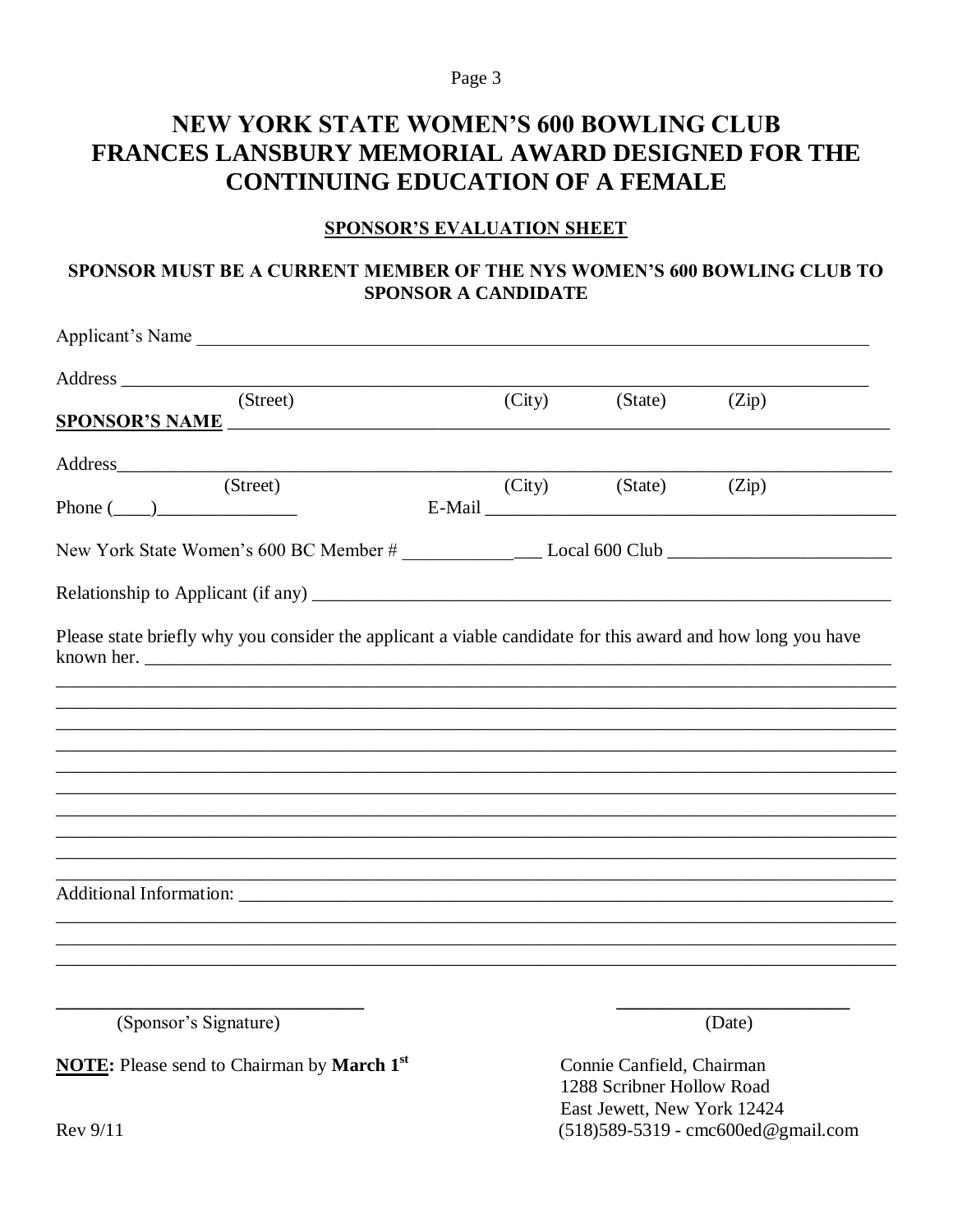# NEW YORK STATE WOMEN'S 600 BOWLING CLUB
# FRANCES LANSBURY MEMORIAL AWARD DESIGNED FOR THE CONTINUING EDUCATION OF A FEMALE

## SPONSOR'S EVALUATION SHEET

### SPONSOR MUST BE A CURRENT MEMBER OF THE NYS WOMEN'S 600 BOWLING CLUB TO SPONSOR A CANDIDATE

Applicant's Name ____________________________________________________________

Address ____________________________________________________________
(Street) (City) (State) (Zip)

**SPONSOR'S NAME** ____________________________________________________________

Address____________________________________________________________
(Street) (City) (State) (Zip)

Phone (____)_______________ E-Mail ________________________________________

New York State Women's 600 BC Member # _______________ Local 600 Club ______________________

Relationship to Applicant (if any) ____________________________________________________________

Please state briefly why you consider the applicant a viable candidate for this award and how long you have known her. ____________________________________________________________

____________________________________________________________

____________________________________________________________

____________________________________________________________

____________________________________________________________

____________________________________________________________

____________________________________________________________

____________________________________________________________

____________________________________________________________

____________________________________________________________

Additional Information: ____________________________________________________________

____________________________________________________________

____________________________________________________________

____________________________________________________________

______________________________ ______________________
(Sponsor's Signature) (Date)

**NOTE:** Please send to Chairman by **March 1st**

Connie Canfield, Chairman
1288 Scribner Hollow Road
East Jewett, New York 12424
(518)589-5319 - cmc600ed@gmail.com

Rev 9/11